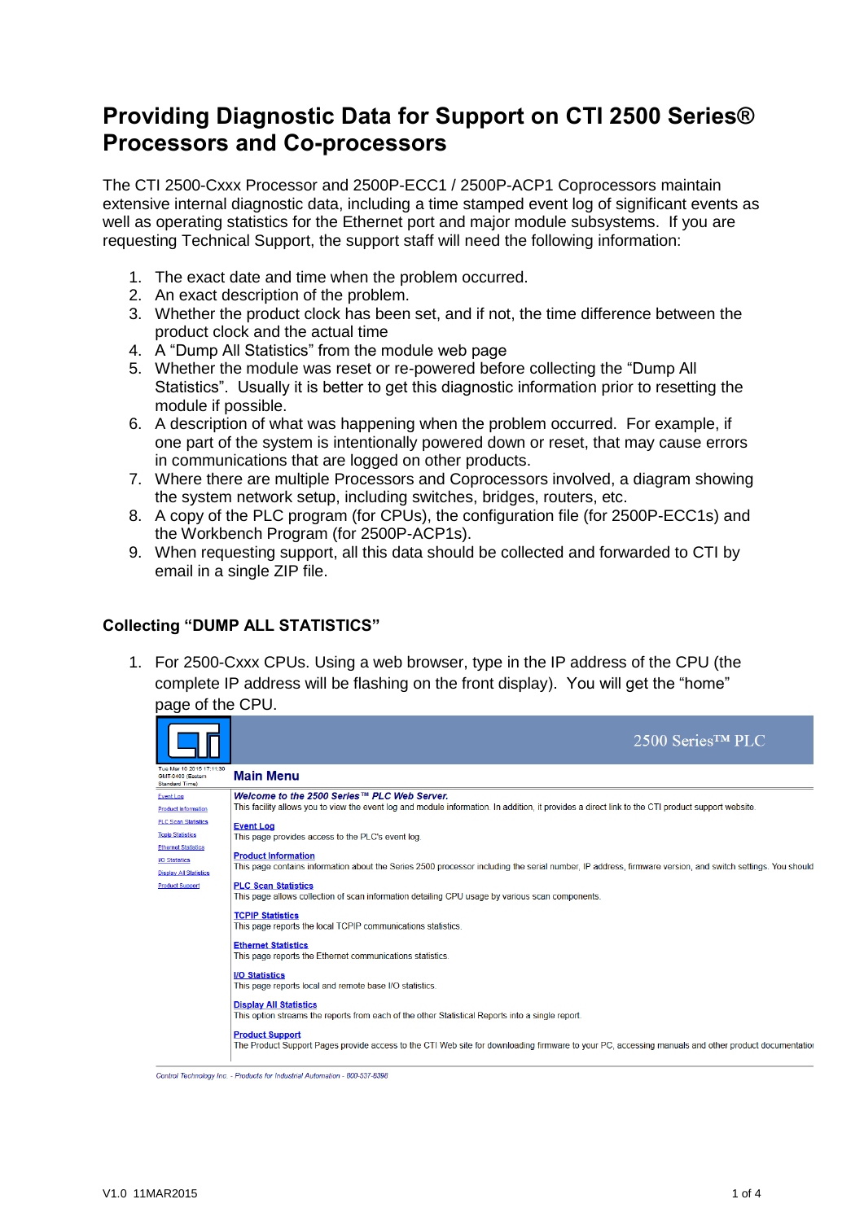# Providing Diagnostic Data for Support on CTI 2500 Series® Processors and Co-processors

The CTI 2500-Cxxx Processor and 2500P-ECC1 / 2500P-ACP1 Coprocessors maintain extensive internal diagnostic data, including a time stamped event log of significant events as well as operating statistics for the Ethernet port and major module subsystems. If you are requesting Technical Support, the support staff will need the following information:

1. The exact date and time when the problem occurred.
2. An exact description of the problem.
3. Whether the product clock has been set, and if not, the time difference between the product clock and the actual time
4. A "Dump All Statistics" from the module web page
5. Whether the module was reset or re-powered before collecting the "Dump All Statistics". Usually it is better to get this diagnostic information prior to resetting the module if possible.
6. A description of what was happening when the problem occurred. For example, if one part of the system is intentionally powered down or reset, that may cause errors in communications that are logged on other products.
7. Where there are multiple Processors and Coprocessors involved, a diagram showing the system network setup, including switches, bridges, routers, etc.
8. A copy of the PLC program (for CPUs), the configuration file (for 2500P-ECC1s) and the Workbench Program (for 2500P-ACP1s).
9. When requesting support, all this data should be collected and forwarded to CTI by email in a single ZIP file.

## Collecting "DUMP ALL STATISTICS"

1. For 2500-Cxxx CPUs. Using a web browser, type in the IP address of the CPU (the complete IP address will be flashing on the front display). You will get the "home" page of the CPU.

2500 Series™ PLC

Tue Mar 10 2015 17:11:30 GMT-0400 (Eastern Standard Time)

**Main Menu**

Event Log
Product Information
PLC Scan Statistics
Tcpip Statistics
Ethernet Statistics
I/O Statistics
Display All Statistics
Product Support

***Welcome to the 2500 Series™ PLC Web Server.***
This facility allows you to view the event log and module information. In addition, it provides a direct link to the CTI product support website.

**Event Log**
This page provides access to the PLC's event log.

**Product Information**
This page contains information about the Series 2500 processor including the serial number, IP address, firmware version, and switch settings. You should

**PLC Scan Statistics**
This page allows collection of scan information detailing CPU usage by various scan components.

**TCPIP Statistics**
This page reports the local TCPIP communications statistics.

**Ethernet Statistics**
This page reports the Ethernet communications statistics.

**I/O Statistics**
This page reports local and remote base I/O statistics.

**Display All Statistics**
This option streams the reports from each of the other Statistical Reports into a single report.

**Product Support**
The Product Support Pages provide access to the CTI Web site for downloading firmware to your PC, accessing manuals and other product documentation

*Control Technology Inc. - Products for Industrial Automation - 800-537-8398*

V1.0 11MAR2015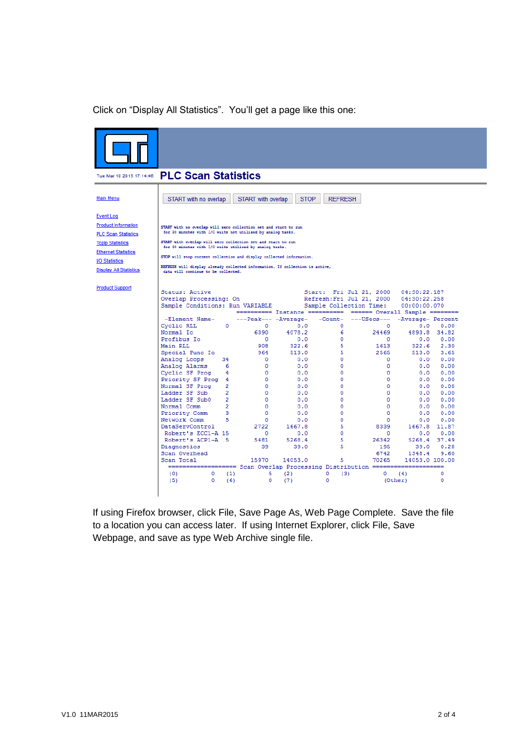Click on “Display All Statistics”. You’ll get a page like this one:

Tue Mar 10 2015 17:14:46

## PLC Scan Statistics

- Main Menu
- Event Log
- Product Information
- PLC Scan Statistics
- Tcpip Statistics
- Ethernet Statistics
- I/O Statistics
- Display All Statistics
- Product Support

START with no overlap | START with overlap | STOP | REFRESH

START with no overlap will zero collection set and start to run for 30 minutes with I/O waits not utilized by analog tasks.

START with overlap will zero collection set and start to run for 30 minutes with I/O waits utilized by analog tasks.

STOP will stop current collection and display collected information.

REFRESH will display already collected information. If collection is active, data will continue to be collected.

```
Status: Active                          Start:  Fri Jul 21, 2000    04:30:22.187
Overlap Processing: On                  Refresh:Fri Jul 21, 2000    04:30:22.258
Sample Conditions: Run VARIABLE         Sample Collection Time:     00:00:00.070
                      ========== Instance ==========  ====== Overall Sample ========
 -Element Name-       ---Peak--- -Average-  -Count-  ---USecs---  -Average- Percent
Cyclic RLL        0          0       0.0        0            0        0.0    0.00
Normal Io                 6390    4078.2        6        24469     4893.8   34.82
Profibus Io                  0       0.0        0            0        0.0    0.00
Main RLL                   908     322.6        5         1613      322.6    2.30
Special Func Io            964     513.0        5         2565      513.0    3.65
Analog Loops     34          0       0.0        0            0        0.0    0.00
Analog Alarms     6          0       0.0        0            0        0.0    0.00
Cyclic SF Prog    4          0       0.0        0            0        0.0    0.00
Priority SF Prog  4          0       0.0        0            0        0.0    0.00
Normal SF Prog    2          0       0.0        0            0        0.0    0.00
Ladder SF Sub     2          0       0.0        0            0        0.0    0.00
Ladder SF Sub0    2          0       0.0        0            0        0.0    0.00
Normal Comm       2          0       0.0        0            0        0.0    0.00
Priority Comm     3          0       0.0        0            0        0.0    0.00
Network Comm      5          0       0.0        0            0        0.0    0.00
DataServControl           2722    1667.8        5         8339     1667.8   11.87
 Robert's ECC1-A 15          0       0.0        0            0        0.0    0.00
 Robert's ACP1-A  5       5481    5268.4        5        26342     5268.4   37.49
Diagnostics                 39      39.0        5          195       39.0    0.28
Scan Overhead                                              6742     1348.4    9.60
Scan Total               15970   14053.0        5        70265    14053.0  100.00
  =================== Scan Overlap Processing Distribution ===================
  (0)         0    (1)          5   (2)          0    (3)          0    (4)         0
  (5)         0    (6)          0   (7)          0                 (Other)          0
```

If using Firefox browser, click File, Save Page As, Web Page Complete. Save the file to a location you can access later. If using Internet Explorer, click File, Save Webpage, and save as type Web Archive single file.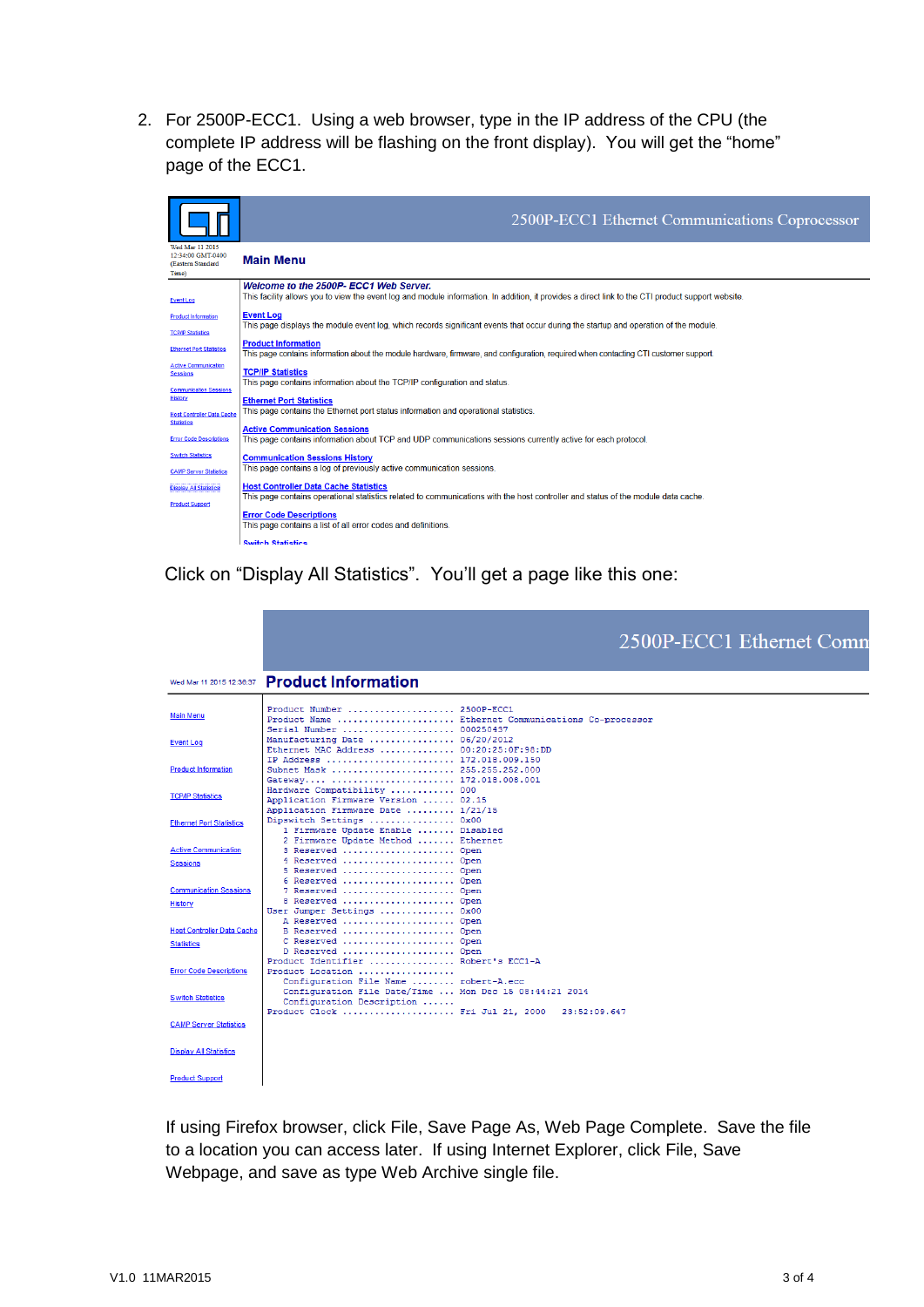2. For 2500P-ECC1. Using a web browser, type in the IP address of the CPU (the complete IP address will be flashing on the front display). You will get the "home" page of the ECC1.

2500P-ECC1 Ethernet Communications Coprocessor

Wed Mar 11 2015 12:34:00 GMT-0400 (Eastern Standard Time)

**Main Menu**

- Event Log
- Product Information
- TCP/IP Statistics
- Ethernet Port Statistics
- Active Communication Sessions
- Communication Sessions History
- Host Controller Data Cache Statistics
- Error Code Descriptions
- Switch Statistics
- CAMP Server Statistics
- Display All Statistics
- Product Support

***Welcome to the 2500P- ECC1 Web Server.***
This facility allows you to view the event log and module information. In addition, it provides a direct link to the CTI product support website.

**Event Log**
This page displays the module event log, which records significant events that occur during the startup and operation of the module.

**Product Information**
This page contains information about the module hardware, firmware, and configuration, required when contacting CTI customer support

**TCP/IP Statistics**
This page contains information about the TCP/IP configuration and status

**Ethernet Port Statistics**
This page contains the Ethernet port status information and operational statistics.

**Active Communication Sessions**
This page contains information about TCP and UDP communications sessions currently active for each protocol.

**Communication Sessions History**
This page contains a log of previously active communication sessions.

**Host Controller Data Cache Statistics**
This page contains operational statistics related to communications with the host controller and status of the module data cache.

**Error Code Descriptions**
This page contains a list of all error codes and definitions.

**Switch Statistics**

Click on "Display All Statistics". You'll get a page like this one:

2500P-ECC1 Ethernet Comm

Wed Mar 11 2015 12:36:37

**Product Information**

- Main Menu
- Event Log
- Product Information
- TCP/IP Statistics
- Ethernet Port Statistics
- Active Communication Sessions
- Communication Sessions History
- Host Controller Data Cache Statistics
- Error Code Descriptions
- Switch Statistics
- CAMP Server Statistics
- Display All Statistics
- Product Support

```
Product Number ..................... 2500P-ECC1
Product Name ....................... Ethernet Communications Co-processor
Serial Number ...................... 000250437
Manufacturing Date ................. 06/20/2012
Ethernet MAC Address ............... 00:20:25:0F:98:DD
IP Address ......................... 172.018.009.150
Subnet Mask ........................ 255.255.252.000
Gateway............................. 172.018.008.001
Hardware Compatibility ............. 000
Application Firmware Version ....... 02.15
Application Firmware Date .......... 1/21/15
Dipswitch Settings ................. 0x00
  1 Firmware Update Enable ......... Disabled
  2 Firmware Update Method ......... Ethernet
  3 Reserved ....................... Open
  4 Reserved ....................... Open
  5 Reserved ....................... Open
  6 Reserved ....................... Open
  7 Reserved ....................... Open
  8 Reserved ....................... Open
User Jumper Settings ............... 0x00
  A Reserved ....................... Open
  B Reserved ....................... Open
  C Reserved ....................... Open
  D Reserved ....................... Open
Product Identifier ................. Robert's ECC1-A
Product Location ...................
  Configuration File Name .......... robert-A.ecc
  Configuration File Date/Time ..... Mon Dec 15 08:44:21 2014
  Configuration Description ........
Product Clock ...................... Fri Jul 21, 2000   23:52:09.647
```

If using Firefox browser, click File, Save Page As, Web Page Complete. Save the file to a location you can access later. If using Internet Explorer, click File, Save Webpage, and save as type Web Archive single file.

V1.0 11MAR2015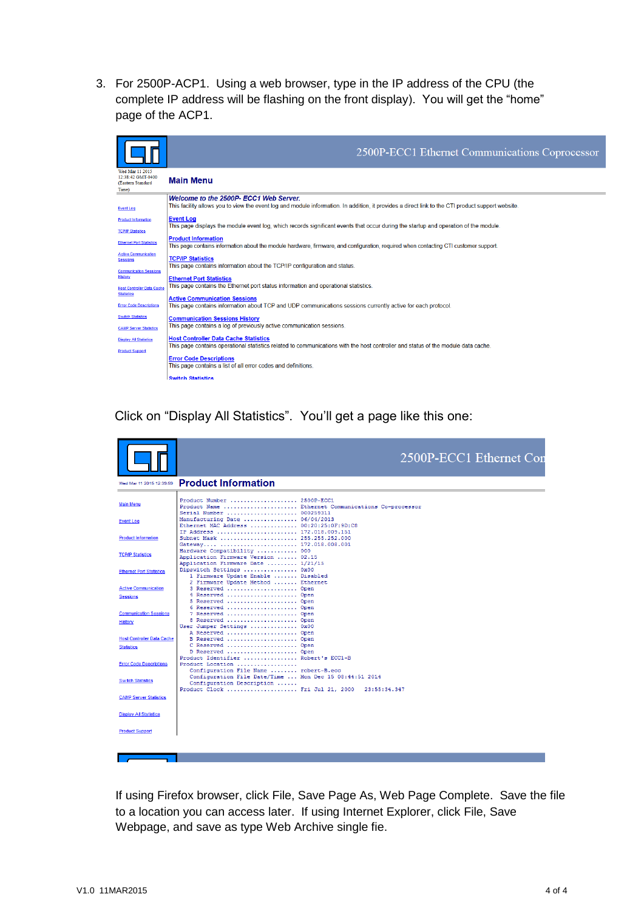3. For 2500P-ACP1. Using a web browser, type in the IP address of the CPU (the complete IP address will be flashing on the front display). You will get the "home" page of the ACP1.

2500P-ECC1 Ethernet Communications Coprocessor

Wed Mar 11 2015 12:38:42 GMT-0400 (Eastern Standard Time)

**Main Menu**

Event Log
Product Information
TCP/IP Statistics
Ethernet Port Statistics
Active Communication Sessions
Communication Sessions History
Host Controller Data Cache Statistics
Error Code Descriptions
Switch Statistics
CAMP Server Statistics
Display All Statistics
Product Support

*Welcome to the 2500P- ECC1 Web Server.*
This facility allows you to view the event log and module information. In addition, it provides a direct link to the CTI product support website.

**Event Log**
This page displays the module event log, which records significant events that occur during the startup and operation of the module.

**Product Information**
This page contains information about the module hardware, firmware, and configuration, required when contacting CTI customer support.

**TCP/IP Statistics**
This page contains information about the TCP/IP configuration and status.

**Ethernet Port Statistics**
This page contains the Ethernet port status information and operational statistics.

**Active Communication Sessions**
This page contains information about TCP and UDP communications sessions currently active for each protocol.

**Communication Sessions History**
This page contains a log of previously active communication sessions.

**Host Controller Data Cache Statistics**
This page contains operational statistics related to communications with the host controller and status of the module data cache.

**Error Code Descriptions**
This page contains a list of all error codes and definitions.

**Switch Statistics**

Click on "Display All Statistics". You'll get a page like this one:

2500P-ECC1 Ethernet Con

Wed Mar 11 2015 12:39:59

**Product Information**

Main Menu
Event Log
Product Information
TCP/IP Statistics
Ethernet Port Statistics
Active Communication Sessions
Communication Sessions History
Host Controller Data Cache Statistics
Error Code Descriptions
Switch Statistics
CAMP Server Statistics
Display All Statistics
Product Support

```
Product Number .................... 2500P-ECC1
Product Name ...................... Ethernet Communications Co-processor
Serial Number ..................... 000259311
Manufacturing Date ................ 06/06/2013
Ethernet MAC Address .............. 00:20:25:0F:9D:C8
IP Address ........................ 172.018.009.151
Subnet Mask ....................... 255.255.252.000
Gateway.... ....................... 172.018.008.001
Hardware Compatibility ............ 000
Application Firmware Version ...... 02.15
Application Firmware Date ......... 1/21/15
Dipswitch Settings ................ 0x00
   1 Firmware Update Enable ....... Disabled
   2 Firmware Update Method ....... Ethernet
   3 Reserved ..................... Open
   4 Reserved ..................... Open
   5 Reserved ..................... Open
   6 Reserved ..................... Open
   7 Reserved ..................... Open
   8 Reserved ..................... Open
User Jumper Settings .............. 0x00
   A Reserved ..................... Open
   B Reserved ..................... Open
   C Reserved ..................... Open
   D Reserved ..................... Open
Product Identifier ................ Robert's ECC1-B
Product Location ..................
   Configuration File Name ........ robert-B.ecc
   Configuration File Date/Time ... Mon Dec 15 08:44:51 2014
   Configuration Description ......
Product Clock ..................... Fri Jul 21, 2000   23:55:34.347
```

If using Firefox browser, click File, Save Page As, Web Page Complete. Save the file to a location you can access later. If using Internet Explorer, click File, Save Webpage, and save as type Web Archive single fie.